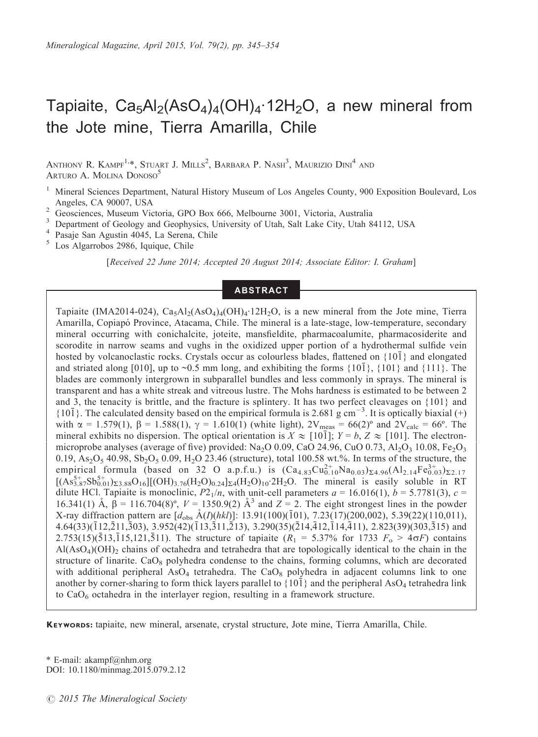# Tapiaite, $Ca_5Al_2(AsO_4)_4(OH)_4 \cdot 12H_2O$, a new mineral from the Jote mine, Tierra Amarilla, Chile

Anthony R. Kampf[1,*], Stuart J. Mills[2], Barbara P. Nash[3], Maurizio Dini[4] and Arturo A. Molina Donoso[5]

[1] Mineral Sciences Department, Natural History Museum of Los Angeles County, 900 Exposition Boulevard, Los Angeles, CA 90007, USA

[2] Geosciences, Museum Victoria, GPO Box 666, Melbourne 3001, Victoria, Australia

[3] Department of Geology and Geophysics, University of Utah, Salt Lake City, Utah 84112, USA

[4] Pasaje San Agustin 4045, La Serena, Chile

[5] Los Algarrobos 2986, Iquique, Chile

*[Received 22 June 2014; Accepted 20 August 2014; Associate Editor: I. Graham]*

## Abstract

Tapiaite (IMA2014-024), $Ca_5Al_2(AsO_4)_4(OH)_4 \cdot 12H_2O$, is a new mineral from the Jote mine, Tierra Amarilla, Copiapó Province, Atacama, Chile. The mineral is a late-stage, low-temperature, secondary mineral occurring with conichalcite, joteite, mansfieldite, pharmacoalumite, pharmacosiderite and scorodite in narrow seams and vughs in the oxidized upper portion of a hydrothermal sulfide vein hosted by volcanoclastic rocks. Crystals occur as colourless blades, flattened on $\{10\bar{1}\}$ and elongated and striated along [010], up to ~0.5 mm long, and exhibiting the forms $\{10\bar{1}\}$, $\{101\}$ and $\{111\}$. The blades are commonly intergrown in subparallel bundles and less commonly in sprays. The mineral is transparent and has a white streak and vitreous lustre. The Mohs hardness is estimated to be between 2 and 3, the tenacity is brittle, and the fracture is splintery. It has two perfect cleavages on $\{101\}$ and $\{10\bar{1}\}$. The calculated density based on the empirical formula is 2.681 g $cm^{-3}$. It is optically biaxial (+) with $\alpha$ = 1.579(1), $\beta$ = 1.588(1), $\gamma$ = 1.610(1) (white light), $2V_{meas}$ = 66(2)° and $2V_{calc}$ = 66°. The mineral exhibits no dispersion. The optical orientation is $X \approx [10\bar{1}]$; $Y = b$, $Z \approx [101]$. The electron-microprobe analyses (average of five) provided: $Na_2O$ 0.09, CaO 24.96, CuO 0.73, $Al_2O_3$ 10.08, $Fe_2O_3$ 0.19, $As_2O_5$ 40.98, $Sb_2O_5$ 0.09, $H_2O$ 23.46 (structure), total 100.58 wt.%. In terms of the structure, the empirical formula (based on 32 O a.p.f.u.) is $(Ca_{4.83}Cu^{2+}_{0.10}Na_{0.03})_{\Sigma 4.96}(Al_{2.14}Fe^{3+}_{0.03})_{\Sigma 2.17}[(As^{5+}_{3.87}Sb^{5+}_{0.01})_{\Sigma 3.88}O_{16}][(OH)_{3.76}(H_2O)_{0.24}]_{\Sigma 4}(H_2O)_{10} \cdot 2H_2O$. The mineral is easily soluble in RT dilute HCl. Tapiaite is monoclinic, $P2_1/n$, with unit-cell parameters $a$ = 16.016(1), $b$ = 5.7781(3), $c$ = 16.341(1) Å, $\beta$ = 116.704(8)°, $V$ = 1350.9(2) Å$^3$ and $Z$ = 2. The eight strongest lines in the powder X-ray diffraction pattern are [$d_{obs}$ Å($I$)($hkl$)]: 13.91(100)($\bar{1}01$), 7.23(17)(200,002), 5.39(22)(110,011), 4.64(33)($\bar{1}12,\bar{2}11,\bar{3}03$), 3.952(42)($\bar{1}13,\bar{3}11,\bar{2}13$), 3.290(35)($\bar{2}14,\bar{4}12,\bar{1}14,\bar{4}11$), 2.823(39)($303,\bar{3}15$) and 2.753(15)($\bar{5}13,\bar{1}15,121,\bar{5}11$). The structure of tapiaite ($R_1$ = 5.37% for 1733 $F_o > 4\sigma F$) contains $Al(AsO_4)(OH)_2$ chains of octahedra and tetrahedra that are topologically identical to the chain in the structure of linarite. $CaO_8$ polyhedra condense to the chains, forming columns, which are decorated with additional peripheral $AsO_4$ tetrahedra. The $CaO_8$ polyhedra in adjacent columns link to one another by corner-sharing to form thick layers parallel to $\{10\bar{1}\}$ and the peripheral $AsO_4$ tetrahedra link to $CaO_6$ octahedra in the interlayer region, resulting in a framework structure.

**Keywords:** tapiaite, new mineral, arsenate, crystal structure, Jote mine, Tierra Amarilla, Chile.

\* E-mail: akampf@nhm.org
DOI: 10.1180/minmag.2015.079.2.12

© 2015 The Mineralogical Society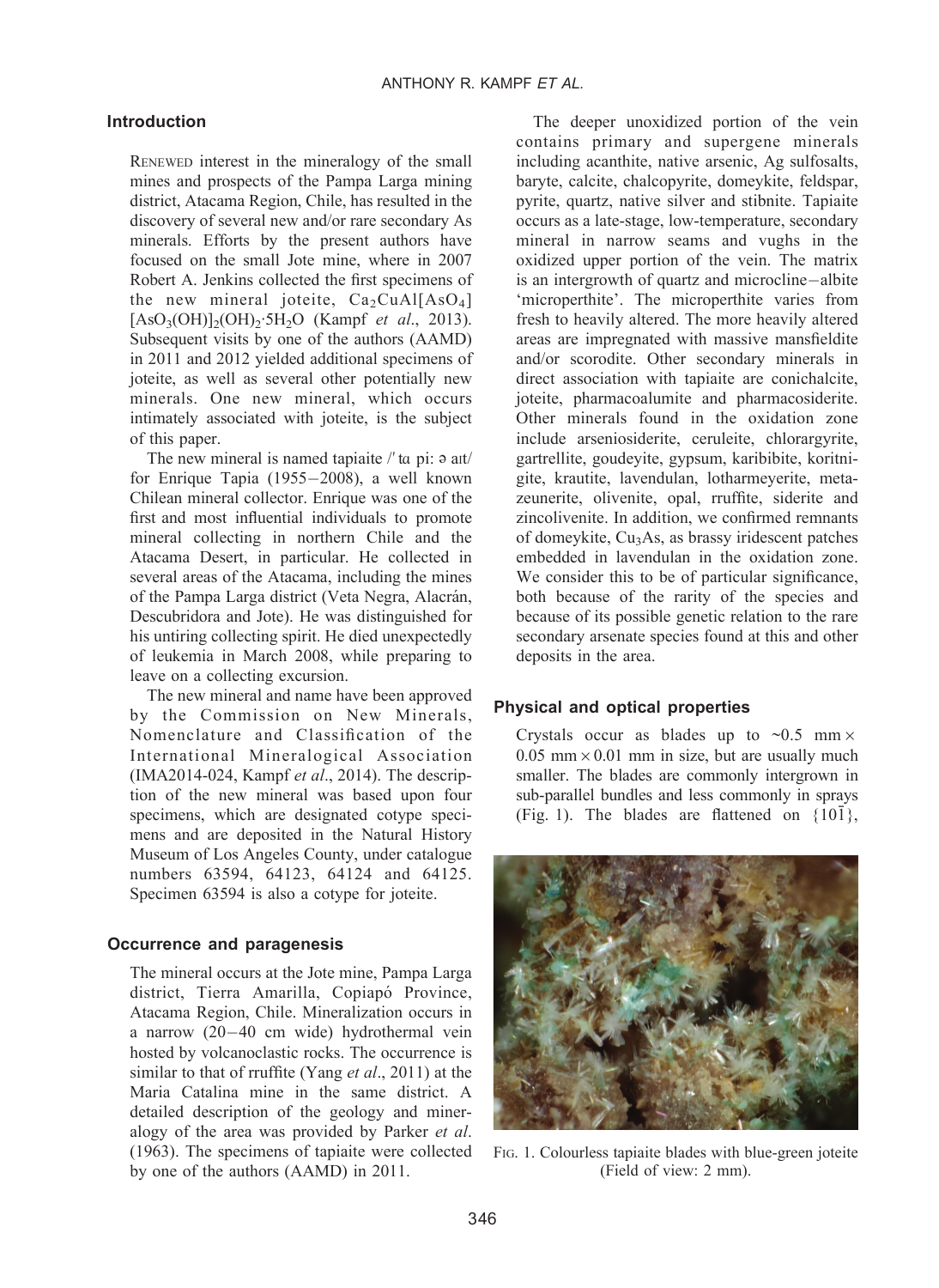## Introduction

RENEWED interest in the mineralogy of the small mines and prospects of the Pampa Larga mining district, Atacama Region, Chile, has resulted in the discovery of several new and/or rare secondary As minerals. Efforts by the present authors have focused on the small Jote mine, where in 2007 Robert A. Jenkins collected the first specimens of the new mineral joteite, $Ca_2CuAl[AsO_4][AsO_3(OH)]_2(OH)_2{\cdot}5H_2O$ (Kampf *et al*., 2013). Subsequent visits by one of the authors (AAMD) in 2011 and 2012 yielded additional specimens of joteite, as well as several other potentially new minerals. One new mineral, which occurs intimately associated with joteite, is the subject of this paper.

The new mineral is named tapiaite /ˈtɑ piː ə aɪt/ for Enrique Tapia (1955–2008), a well known Chilean mineral collector. Enrique was one of the first and most influential individuals to promote mineral collecting in northern Chile and the Atacama Desert, in particular. He collected in several areas of the Atacama, including the mines of the Pampa Larga district (Veta Negra, Alacrán, Descubridora and Jote). He was distinguished for his untiring collecting spirit. He died unexpectedly of leukemia in March 2008, while preparing to leave on a collecting excursion.

The new mineral and name have been approved by the Commission on New Minerals, Nomenclature and Classification of the International Mineralogical Association (IMA2014-024, Kampf *et al*., 2014). The description of the new mineral was based upon four specimens, which are designated cotype specimens and are deposited in the Natural History Museum of Los Angeles County, under catalogue numbers 63594, 64123, 64124 and 64125. Specimen 63594 is also a cotype for joteite.

## Occurrence and paragenesis

The mineral occurs at the Jote mine, Pampa Larga district, Tierra Amarilla, Copiapó Province, Atacama Region, Chile. Mineralization occurs in a narrow (20–40 cm wide) hydrothermal vein hosted by volcanoclastic rocks. The occurrence is similar to that of rruffite (Yang *et al*., 2011) at the Maria Catalina mine in the same district. A detailed description of the geology and mineralogy of the area was provided by Parker *et al*. (1963). The specimens of tapiaite were collected by one of the authors (AAMD) in 2011.

The deeper unoxidized portion of the vein contains primary and supergene minerals including acanthite, native arsenic, Ag sulfosalts, baryte, calcite, chalcopyrite, domeykite, feldspar, pyrite, quartz, native silver and stibnite. Tapiaite occurs as a late-stage, low-temperature, secondary mineral in narrow seams and vughs in the oxidized upper portion of the vein. The matrix is an intergrowth of quartz and microcline–albite 'microperthite'. The microperthite varies from fresh to heavily altered. The more heavily altered areas are impregnated with massive mansfieldite and/or scorodite. Other secondary minerals in direct association with tapiaite are conichalcite, joteite, pharmacoalumite and pharmacosiderite. Other minerals found in the oxidation zone include arseniosiderite, ceruleite, chlorargyrite, gartrellite, goudeyite, gypsum, karibibite, koritnigite, krautite, lavendulan, lotharmeyerite, metazeunerite, olivenite, opal, rruffite, siderite and zincolivenite. In addition, we confirmed remnants of domeykite, $Cu_3As$, as brassy iridescent patches embedded in lavendulan in the oxidation zone. We consider this to be of particular significance, both because of the rarity of the species and because of its possible genetic relation to the rare secondary arsenate species found at this and other deposits in the area.

## Physical and optical properties

Crystals occur as blades up to ~0.5 mm × 0.05 mm × 0.01 mm in size, but are usually much smaller. The blades are commonly intergrown in sub-parallel bundles and less commonly in sprays (Fig. 1). The blades are flattened on $\{10\bar{1}\}$,

FIG. 1. Colourless tapiaite blades with blue-green joteite (Field of view: 2 mm).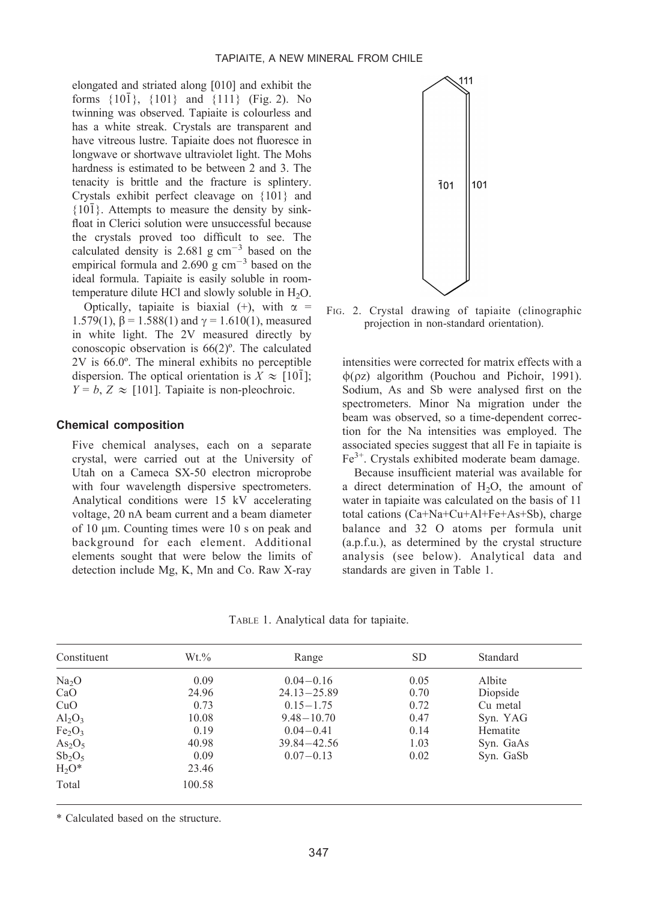elongated and striated along [010] and exhibit the forms {10$\bar{1}$}, {101} and {111} (Fig. 2). No twinning was observed. Tapiaite is colourless and has a white streak. Crystals are transparent and have vitreous lustre. Tapiaite does not fluoresce in longwave or shortwave ultraviolet light. The Mohs hardness is estimated to be between 2 and 3. The tenacity is brittle and the fracture is splintery. Crystals exhibit perfect cleavage on {101} and {10$\bar{1}$}. Attempts to measure the density by sink-float in Clerici solution were unsuccessful because the crystals proved too difficult to see. The calculated density is 2.681 g $cm^{-3}$ based on the empirical formula and 2.690 g $cm^{-3}$ based on the ideal formula. Tapiaite is easily soluble in room-temperature dilute HCl and slowly soluble in $H_2O$.

Optically, tapiaite is biaxial (+), with $\alpha$ = 1.579(1), $\beta$ = 1.588(1) and $\gamma$ = 1.610(1), measured in white light. The 2V measured directly by conoscopic observation is 66(2)º. The calculated 2V is 66.0º. The mineral exhibits no perceptible dispersion. The optical orientation is $X \approx [10\bar{1}]$; $Y = b$, $Z \approx [101]$. Tapiaite is non-pleochroic.

Fig. 2. Crystal drawing of tapiaite (clinographic projection in non-standard orientation).

## Chemical composition

Five chemical analyses, each on a separate crystal, were carried out at the University of Utah on a Cameca SX-50 electron microprobe with four wavelength dispersive spectrometers. Analytical conditions were 15 kV accelerating voltage, 20 nA beam current and a beam diameter of 10 μm. Counting times were 10 s on peak and background for each element. Additional elements sought that were below the limits of detection include Mg, K, Mn and Co. Raw X-ray intensities were corrected for matrix effects with a $\phi(\rho z)$ algorithm (Pouchou and Pichoir, 1991). Sodium, As and Sb were analysed first on the spectrometers. Minor Na migration under the beam was observed, so a time-dependent correction for the Na intensities was employed. The associated species suggest that all Fe in tapiaite is $Fe^{3+}$. Crystals exhibited moderate beam damage.

Because insufficient material was available for a direct determination of $H_2O$, the amount of water in tapiaite was calculated on the basis of 11 total cations (Ca+Na+Cu+Al+Fe+As+Sb), charge balance and 32 O atoms per formula unit (a.p.f.u.), as determined by the crystal structure analysis (see below). Analytical data and standards are given in Table 1.

Table 1. Analytical data for tapiaite.

| Constituent | Wt.% | Range | SD | Standard |
|---|---|---|---|---|
| $Na_2O$ | 0.09 | 0.04–0.16 | 0.05 | Albite |
| CaO | 24.96 | 24.13–25.89 | 0.70 | Diopside |
| CuO | 0.73 | 0.15–1.75 | 0.72 | Cu metal |
| $Al_2O_3$ | 10.08 | 9.48–10.70 | 0.47 | Syn. YAG |
| $Fe_2O_3$ | 0.19 | 0.04–0.41 | 0.14 | Hematite |
| $As_2O_5$ | 40.98 | 39.84–42.56 | 1.03 | Syn. GaAs |
| $Sb_2O_5$ | 0.09 | 0.07–0.13 | 0.02 | Syn. GaSb |
| $H_2O$* | 23.46 | | | |
| Total | 100.58 | | | |

\* Calculated based on the structure.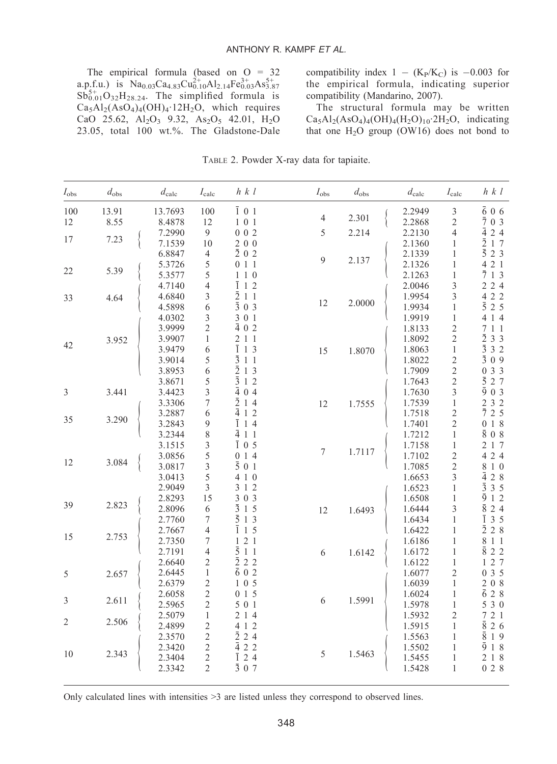The empirical formula (based on O = 32 a.p.f.u.) is $Na_{0.03}Ca_{4.83}Cu^{2+}_{0.10}Al_{2.14}Fe^{3+}_{0.03}As^{5+}_{3.87}Sb^{5+}_{0.01}O_{32}H_{28.24}$. The simplified formula is $Ca_5Al_2(AsO_4)_4(OH)_4{\cdot}12H_2O$, which requires CaO 25.62, $Al_2O_3$ 9.32, $As_2O_5$ 42.01, $H_2O$ 23.05, total 100 wt.%. The Gladstone-Dale compatibility index $1 - (K_P/K_C)$ is −0.003 for the empirical formula, indicating superior compatibility (Mandarino, 2007).

The structural formula may be written $Ca_5Al_2(AsO_4)_4(OH)_4(H_2O)_{10}{\cdot}2H_2O$, indicating that one $H_2O$ group (OW16) does not bond to

TABLE 2. Powder X-ray data for tapiaite.

| $I_{obs}$ | $d_{obs}$ | $d_{calc}$ | $I_{calc}$ | $h\ k\ l$ |
|---|---|---|---|---|
| 100 | 13.91 | 13.7693 | 100 | $\bar{1}$ 0 1 |
| 12 | 8.55 | 8.4878 | 12 | 1 0 1 |
| 17 | 7.23 | 7.2990 | 9 | 0 0 2 |
| | | 7.1539 | 10 | 2 0 0 |
| | | 6.8847 | 4 | $\bar{2}$ 0 2 |
| 22 | 5.39 | 5.3726 | 5 | 0 1 1 |
| | | 5.3577 | 5 | 1 1 0 |
| 33 | 4.64 | 4.7140 | 4 | $\bar{1}$ 1 2 |
| | | 4.6840 | 3 | $\bar{2}$ 1 1 |
| | | 4.5898 | 6 | $\bar{3}$ 0 3 |
| 42 | 3.952 | 4.0302 | 3 | 3 0 1 |
| | | 3.9999 | 2 | $\bar{4}$ 0 2 |
| | | 3.9907 | 1 | 2 1 1 |
| | | 3.9479 | 6 | $\bar{1}$ 1 3 |
| | | 3.9014 | 5 | $\bar{3}$ 1 1 |
| | | 3.8953 | 6 | $\bar{2}$ 1 3 |
| | | 3.8671 | 5 | $\bar{3}$ 1 2 |
| 3 | 3.441 | 3.4423 | 3 | $\bar{4}$ 0 4 |
| 35 | 3.290 | 3.3306 | 7 | $\bar{2}$ 1 4 |
| | | 3.2887 | 6 | $\bar{4}$ 1 2 |
| | | 3.2843 | 9 | $\bar{1}$ 1 4 |
| | | 3.2344 | 8 | $\bar{4}$ 1 1 |
| | | 3.1515 | 3 | $\bar{1}$ 0 5 |
| 12 | 3.084 | 3.0856 | 5 | 0 1 4 |
| | | 3.0817 | 3 | $\bar{5}$ 0 1 |
| | | 3.0413 | 5 | 4 1 0 |
| | | 2.9049 | 3 | 3 1 2 |
| 39 | 2.823 | 2.8293 | 15 | 3 0 3 |
| | | 2.8096 | 6 | $\bar{3}$ 1 5 |
| 15 | 2.753 | 2.7760 | 7 | $\bar{5}$ 1 3 |
| | | 2.7667 | 4 | $\bar{1}$ 1 5 |
| | | 2.7350 | 7 | 1 2 1 |
| | | 2.7191 | 4 | $\bar{5}$ 1 1 |
| 5 | 2.657 | 2.6640 | 2 | $\bar{2}$ 2 2 |
| | | 2.6445 | 1 | $\bar{6}$ 0 2 |
| | | 2.6379 | 2 | 1 0 5 |
| 3 | 2.611 | 2.6058 | 2 | 0 1 5 |
| | | 2.5965 | 2 | 5 0 1 |
| 2 | 2.506 | 2.5079 | 1 | 2 1 4 |
| | | 2.4899 | 2 | 4 1 2 |
| 10 | 2.343 | 2.3570 | 2 | $\bar{2}$ 2 4 |
| | | 2.3420 | 2 | $\bar{4}$ 2 2 |
| | | 2.3404 | 2 | $\bar{1}$ 2 4 |
| | | 2.3342 | 2 | $\bar{3}$ 0 7 |
| 4 | 2.301 | 2.2949 | 3 | $\bar{6}$ 0 6 |
| | | 2.2868 | 2 | $\bar{7}$ 0 3 |
| 5 | 2.214 | 2.2130 | 4 | $\bar{4}$ 2 4 |
| 9 | 2.137 | 2.1360 | 1 | $\bar{2}$ 1 7 |
| | | 2.1339 | 1 | $\bar{5}$ 2 3 |
| | | 2.1326 | 1 | 4 2 1 |
| | | 2.1263 | 1 | $\bar{7}$ 1 3 |
| 12 | 2.0000 | 2.0046 | 3 | 2 2 4 |
| | | 1.9954 | 3 | 4 2 2 |
| | | 1.9934 | 1 | $\bar{5}$ 2 5 |
| | | 1.9919 | 1 | 4 1 4 |
| 15 | 1.8070 | 1.8133 | 2 | 7 1 1 |
| | | 1.8092 | 2 | $\bar{2}$ 3 3 |
| | | 1.8063 | 1 | $\bar{3}$ 3 2 |
| | | 1.8022 | 2 | $\bar{3}$ 0 9 |
| | | 1.7909 | 2 | 0 3 3 |
| 12 | 1.7555 | 1.7643 | 2 | $\bar{5}$ 2 7 |
| | | 1.7630 | 3 | $\bar{9}$ 0 3 |
| | | 1.7539 | 1 | 2 3 2 |
| | | 1.7518 | 2 | $\bar{7}$ 2 5 |
| | | 1.7401 | 2 | 0 1 8 |
| 7 | 1.7117 | 1.7212 | 1 | $\bar{8}$ 0 8 |
| | | 1.7158 | 1 | 2 1 7 |
| | | 1.7102 | 2 | 4 2 4 |
| | | 1.7085 | 2 | 8 1 0 |
| 12 | 1.6493 | 1.6653 | 3 | $\bar{4}$ 2 8 |
| | | 1.6523 | 1 | $\bar{3}$ 3 5 |
| | | 1.6508 | 1 | $\bar{9}$ 1 2 |
| | | 1.6444 | 3 | $\bar{8}$ 2 4 |
| | | 1.6434 | 1 | $\bar{1}$ 3 5 |
| | | 1.6422 | 1 | $\bar{2}$ 2 8 |
| 6 | 1.6142 | 1.6186 | 1 | 8 1 1 |
| | | 1.6172 | 1 | $\bar{8}$ 2 2 |
| | | 1.6122 | 1 | 1 2 7 |
| 6 | 1.5991 | 1.6077 | 2 | 0 3 5 |
| | | 1.6039 | 1 | 2 0 8 |
| | | 1.6024 | 1 | $\bar{6}$ 2 8 |
| | | 1.5978 | 1 | 5 3 0 |
| | | 1.5932 | 2 | 7 2 1 |
| | | 1.5915 | 1 | $\bar{8}$ 2 6 |
| 5 | 1.5463 | 1.5563 | 1 | $\bar{8}$ 1 9 |
| | | 1.5502 | 1 | $\bar{9}$ 1 8 |
| | | 1.5455 | 1 | 2 1 8 |
| | | 1.5428 | 1 | 0 2 8 |

Only calculated lines with intensities >3 are listed unless they correspond to observed lines.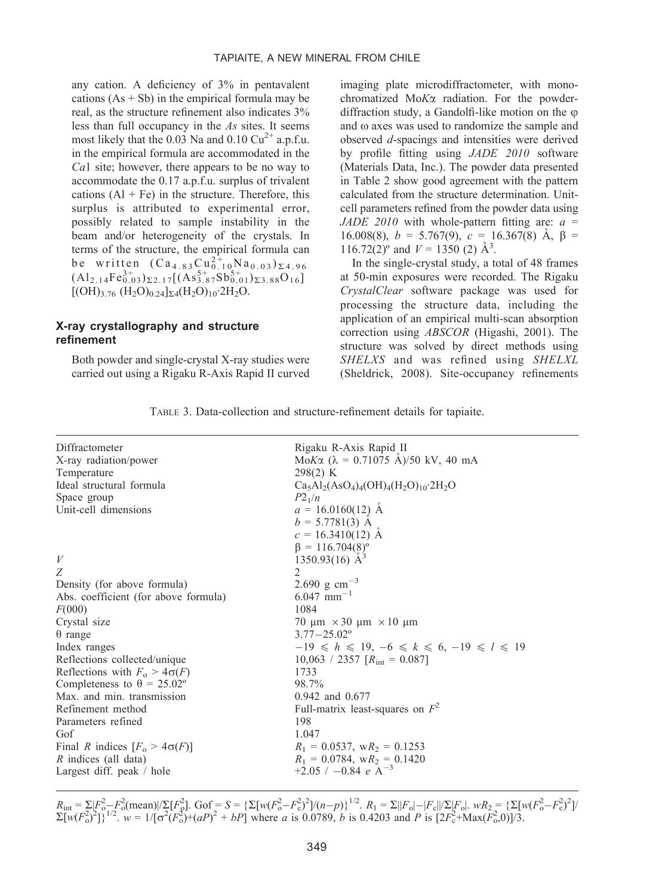any cation. A deficiency of 3% in pentavalent cations (As + Sb) in the empirical formula may be real, as the structure refinement also indicates 3% less than full occupancy in the *As* sites. It seems most likely that the 0.03 Na and 0.10 $Cu^{2+}$ a.p.f.u. in the empirical formula are accommodated in the *Ca*1 site; however, there appears to be no way to accommodate the 0.17 a.p.f.u. surplus of trivalent cations (Al + Fe) in the structure. Therefore, this surplus is attributed to experimental error, possibly related to sample instability in the beam and/or heterogeneity of the crystals. In terms of the structure, the empirical formula can be written $(Ca_{4.83}Cu^{2+}_{0.10}Na_{0.03})_{\Sigma 4.96}(Al_{2.14}Fe^{3+}_{0.03})_{\Sigma 2.17}[(As^{5+}_{3.87}Sb^{5+}_{0.01})_{\Sigma 3.88}O_{16}][(OH)_{3.76}(H_2O)_{0.24}]_{\Sigma 4}(H_2O)_{10}{\cdot}2H_2O$.

## X-ray crystallography and structure refinement

Both powder and single-crystal X-ray studies were carried out using a Rigaku R-Axis Rapid II curved imaging plate microdiffractometer, with monochromatized Mo*K*α radiation. For the powder-diffraction study, a Gandolfi-like motion on the φ and ω axes was used to randomize the sample and observed *d*-spacings and intensities were derived by profile fitting using *JADE 2010* software (Materials Data, Inc.). The powder data presented in Table 2 show good agreement with the pattern calculated from the structure determination. Unit-cell parameters refined from the powder data using *JADE 2010* with whole-pattern fitting are: $a$ = 16.008(8), $b$ = 5.767(9), $c$ = 16.367(8) Å, β = 116.72(2)° and $V$ = 1350 (2) Å$^3$.

In the single-crystal study, a total of 48 frames at 50-min exposures were recorded. The Rigaku *CrystalClear* software package was used for processing the structure data, including the application of an empirical multi-scan absorption correction using *ABSCOR* (Higashi, 2001). The structure was solved by direct methods using *SHELXS* and was refined using *SHELXL* (Sheldrick, 2008). Site-occupancy refinements

TABLE 3. Data-collection and structure-refinement details for tapiaite.

| | |
|---|---|
| Diffractometer | Rigaku R-Axis Rapid II |
| X-ray radiation/power | Mo*K*α (λ = 0.71075 Å)/50 kV, 40 mA |
| Temperature | 298(2) K |
| Ideal structural formula | $Ca_5Al_2(AsO_4)_4(OH)_4(H_2O)_{10}{\cdot}2H_2O$ |
| Space group | $P2_1/n$ |
| Unit-cell dimensions | $a$ = 16.0160(12) Å<br>$b$ = 5.7781(3) Å<br>$c$ = 16.3410(12) Å<br>β = 116.704(8)° |
| $V$ | 1350.93(16) Å$^3$ |
| $Z$ | 2 |
| Density (for above formula) | 2.690 g cm$^{-3}$ |
| Abs. coefficient (for above formula) | 6.047 mm$^{-1}$ |
| $F$(000) | 1084 |
| Crystal size | 70 μm × 30 μm × 10 μm |
| θ range | 3.77–25.02° |
| Index ranges | $-19 \leq h \leq 19$, $-6 \leq k \leq 6$, $-19 \leq l \leq 19$ |
| Reflections collected/unique | 10,063 / 2357 [$R_{int}$ = 0.087] |
| Reflections with $F_o > 4\sigma(F)$ | 1733 |
| Completeness to θ = 25.02° | 98.7% |
| Max. and min. transmission | 0.942 and 0.677 |
| Refinement method | Full-matrix least-squares on $F^2$ |
| Parameters refined | 198 |
| Gof | 1.047 |
| Final $R$ indices [$F_o > 4\sigma(F)$] | $R_1$ = 0.0537, w$R_2$ = 0.1253 |
| $R$ indices (all data) | $R_1$ = 0.0784, w$R_2$ = 0.1420 |
| Largest diff. peak / hole | +2.05 / −0.84 $e$ Å$^{-3}$ |

$R_{int} = \Sigma|F_o^2 - F_o^2(\text{mean})|/\Sigma[F_o^2]$. Gof = $S = \{\Sigma[w(F_o^2-F_c^2)^2]/(n-p)\}^{1/2}$. $R_1 = \Sigma||F_o|-|F_c||/\Sigma|F_o|$. $wR_2 = \{\Sigma[w(F_o^2-F_c^2)^2]/\Sigma[w(F_o^2)^2]\}^{1/2}$. $w = 1/[\sigma^2(F_o^2)+(aP)^2 + bP]$ where $a$ is 0.0789, $b$ is 0.4203 and $P$ is $[2F_c^2+\text{Max}(F_o^2,0)]/3$.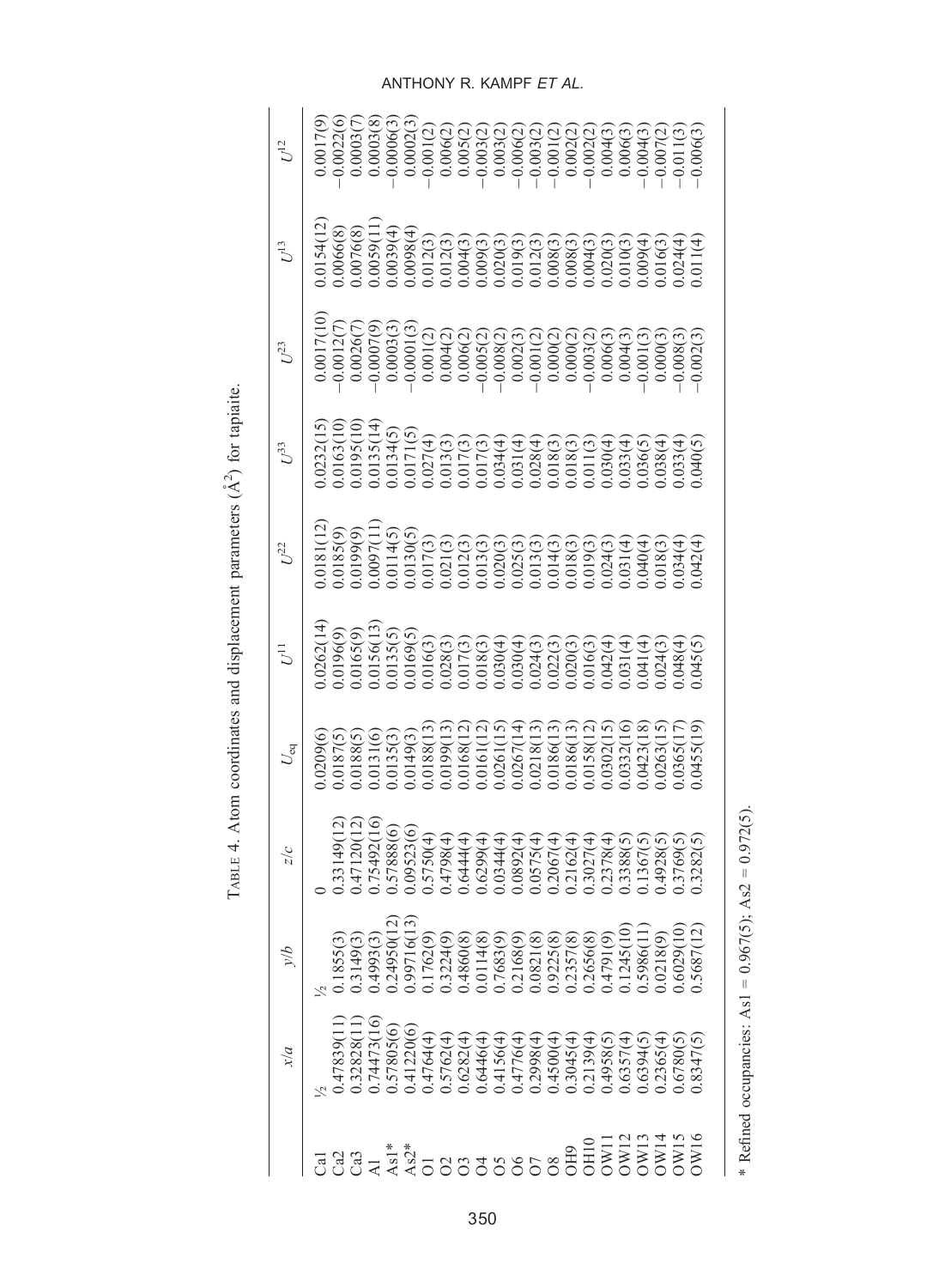TABLE 4. Atom coordinates and displacement parameters (Å$^2$) for tapiaite.

| | $x/a$ | $y/b$ | $z/c$ | $U_{eq}$ | $U^{11}$ | $U^{22}$ | $U^{33}$ | $U^{23}$ | $U^{13}$ | $U^{12}$ |
|---|---|---|---|---|---|---|---|---|---|---|
| Ca1 | ½ | ½ | 0 | 0.0209(6) | 0.0262(14) | 0.0181(12) | 0.0232(15) | 0.0017(10) | 0.0154(12) | 0.0017(9) |
| Ca2 | 0.47839(11) | 0.1855(3) | 0.33149(12) | 0.0187(5) | 0.0196(9) | 0.0185(9) | 0.0163(10) | −0.0012(7) | 0.0066(8) | −0.0022(6) |
| Ca3 | 0.32828(11) | 0.3149(3) | 0.47120(12) | 0.0188(5) | 0.0165(9) | 0.0199(9) | 0.0195(10) | 0.0026(7) | 0.0076(8) | 0.0003(7) |
| Al | 0.74473(16) | 0.4993(3) | 0.75492(16) | 0.0131(6) | 0.0156(13) | 0.0097(11) | 0.0135(14) | −0.0007(9) | 0.0059(11) | 0.0003(8) |
| As1* | 0.57805(6) | 0.24950(12) | 0.57888(6) | 0.0135(3) | 0.0135(5) | 0.0114(5) | 0.0134(5) | 0.0003(3) | 0.0039(4) | −0.0006(3) |
| As2* | 0.41220(6) | 0.99716(13) | 0.09523(6) | 0.0149(3) | 0.0169(5) | 0.0130(5) | 0.0171(5) | −0.0001(3) | 0.0098(4) | 0.0002(3) |
| O1 | 0.4764(4) | 0.1762(9) | 0.5750(4) | 0.0188(13) | 0.016(3) | 0.017(3) | 0.027(4) | 0.001(2) | 0.012(3) | −0.001(2) |
| O2 | 0.5762(4) | 0.3224(9) | 0.4798(4) | 0.0199(13) | 0.028(3) | 0.021(3) | 0.013(3) | 0.004(2) | 0.012(3) | 0.006(2) |
| O3 | 0.6282(4) | 0.4860(8) | 0.6444(4) | 0.0168(12) | 0.017(3) | 0.012(3) | 0.017(3) | 0.006(2) | 0.004(3) | 0.005(2) |
| O4 | 0.6446(4) | 0.0114(8) | 0.6299(4) | 0.0161(12) | 0.018(3) | 0.013(3) | 0.017(3) | −0.005(2) | 0.009(3) | −0.003(2) |
| O5 | 0.4156(4) | 0.7683(9) | 0.0344(4) | 0.0261(15) | 0.030(4) | 0.020(3) | 0.034(4) | −0.008(2) | 0.020(3) | 0.003(2) |
| O6 | 0.4776(4) | 0.2168(9) | 0.0892(4) | 0.0267(14) | 0.030(4) | 0.025(3) | 0.031(4) | 0.002(3) | 0.019(3) | −0.006(2) |
| O7 | 0.2998(4) | 0.0821(8) | 0.0575(4) | 0.0218(13) | 0.024(3) | 0.013(3) | 0.028(4) | −0.001(2) | 0.012(3) | −0.003(2) |
| O8 | 0.4500(4) | 0.9225(8) | 0.2067(4) | 0.0186(13) | 0.022(3) | 0.014(3) | 0.018(3) | 0.000(2) | 0.008(3) | −0.001(2) |
| OH9 | 0.3045(4) | 0.2357(8) | 0.2162(4) | 0.0186(13) | 0.020(3) | 0.018(3) | 0.018(3) | 0.000(2) | 0.008(3) | 0.002(2) |
| OH10 | 0.2139(4) | 0.2656(8) | 0.3027(4) | 0.0158(12) | 0.016(3) | 0.019(3) | 0.011(3) | −0.003(2) | 0.004(3) | −0.002(2) |
| OW11 | 0.4958(5) | 0.4791(9) | 0.2378(4) | 0.0302(15) | 0.042(4) | 0.024(3) | 0.030(4) | 0.006(3) | 0.020(3) | 0.004(3) |
| OW12 | 0.6357(4) | 0.1245(10) | 0.3388(5) | 0.0332(16) | 0.031(4) | 0.031(4) | 0.033(4) | 0.004(3) | 0.010(3) | 0.006(3) |
| OW13 | 0.6394(5) | 0.5986(11) | 0.1367(5) | 0.0423(18) | 0.041(4) | 0.040(4) | 0.036(5) | −0.001(3) | 0.009(4) | −0.004(3) |
| OW14 | 0.2365(4) | 0.0218(9) | 0.4928(5) | 0.0263(15) | 0.024(3) | 0.018(3) | 0.038(4) | 0.000(3) | 0.016(3) | −0.007(2) |
| OW15 | 0.6780(5) | 0.6029(10) | 0.3769(5) | 0.0365(17) | 0.048(4) | 0.034(4) | 0.033(4) | −0.008(3) | 0.024(4) | −0.011(3) |
| OW16 | 0.8347(5) | 0.5687(12) | 0.3282(5) | 0.0455(19) | 0.045(5) | 0.042(4) | 0.040(5) | −0.002(3) | 0.011(4) | −0.006(3) |

\* Refined occupancies: As1 = 0.967(5); As2 = 0.972(5).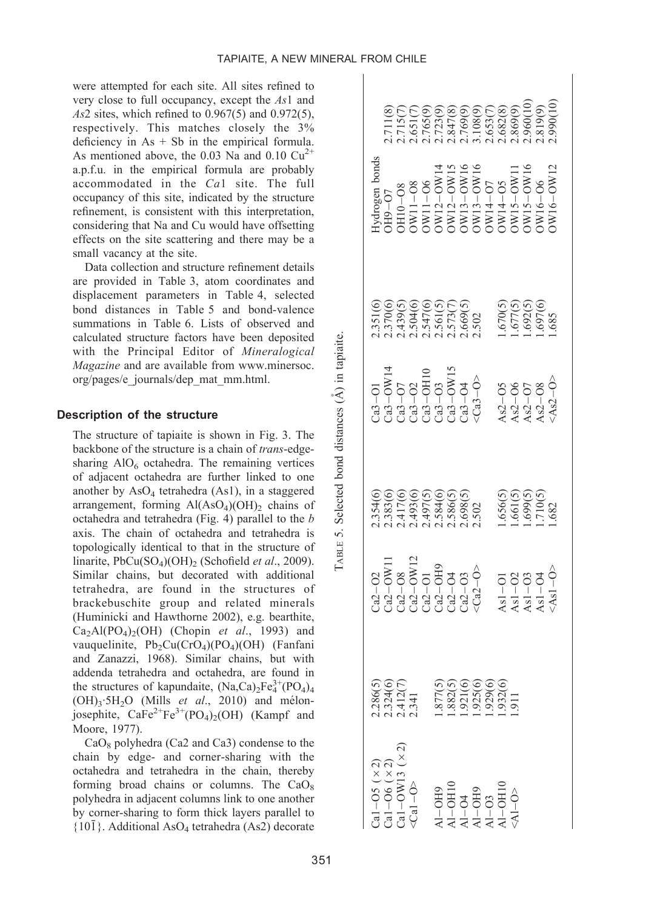were attempted for each site. All sites refined to very close to full occupancy, except the *As*1 and *As*2 sites, which refined to 0.967(5) and 0.972(5), respectively. This matches closely the 3% deficiency in As + Sb in the empirical formula. As mentioned above, the 0.03 Na and 0.10 $Cu^{2+}$ a.p.f.u. in the empirical formula are probably accommodated in the *Ca*1 site. The full occupancy of this site, indicated by the structure refinement, is consistent with this interpretation, considering that Na and Cu would have offsetting effects on the site scattering and there may be a small vacancy at the site.

Data collection and structure refinement details are provided in Table 3, atom coordinates and displacement parameters in Table 4, selected bond distances in Table 5 and bond-valence summations in Table 6. Lists of observed and calculated structure factors have been deposited with the Principal Editor of *Mineralogical Magazine* and are available from www.minersoc.org/pages/e_journals/dep_mat_mm.html.

## Description of the structure

The structure of tapiaite is shown in Fig. 3. The backbone of the structure is a chain of *trans*-edge-sharing $AlO_6$ octahedra. The remaining vertices of adjacent octahedra are further linked to one another by $AsO_4$ tetrahedra (As1), in a staggered arrangement, forming $Al(AsO_4)(OH)_2$ chains of octahedra and tetrahedra (Fig. 4) parallel to the *b* axis. The chain of octahedra and tetrahedra is topologically identical to that in the structure of linarite, $PbCu(SO_4)(OH)_2$ (Schofield *et al*., 2009). Similar chains, but decorated with additional tetrahedra, are found in the structures of brackebuschite group and related minerals (Huminicki and Hawthorne 2002), e.g. bearthite, $Ca_2Al(PO_4)_2(OH)$ (Chopin *et al*., 1993) and vauquelinite, $Pb_2Cu(CrO_4)(PO_4)(OH)$ (Fanfani and Zanazzi, 1968). Similar chains, but with addenda tetrahedra and octahedra, are found in the structures of kapundaite, $(Na,Ca)_2Fe^{3+}_4(PO_4)_4(OH)_3{\cdot}5H_2O$ (Mills *et al*., 2010) and mélonjosephite, $CaFe^{2+}Fe^{3+}(PO_4)_2(OH)$ (Kampf and Moore, 1977).

$CaO_8$ polyhedra (Ca2 and Ca3) condense to the chain by edge- and corner-sharing with the octahedra and tetrahedra in the chain, thereby forming broad chains or columns. The $CaO_8$ polyhedra in adjacent columns link to one another by corner-sharing to form thick layers parallel to $\{10\bar{1}\}$. Additional $AsO_4$ tetrahedra (As2) decorate

TABLE 5. Selected bond distances (Å) in tapiaite.

| | | | | | | Hydrogen bonds | |
|---|---|---|---|---|---|---|---|
| Ca1–O5 (×2) | 2.286(5) | Ca2–O2 | 2.354(6) | Ca3–O1 | 2.351(6) | OH9–O7 | 2.711(8) |
| Ca1–O6 (×2) | 2.324(6) | Ca2–OW11 | 2.383(6) | Ca3–OW14 | 2.370(6) | OH10–O8 | 2.715(7) |
| Ca1–OW13 (×2) | 2.412(7) | Ca2–O8 | 2.417(6) | Ca3–O7 | 2.439(5) | OW11–O8 | 2.651(7) |
| <Ca1–O> | 2.341 | Ca2–OW12 | 2.493(6) | Ca3–O2 | 2.504(6) | OW11–O6 | 2.765(9) |
| | | Ca2–O1 | 2.497(5) | Ca3–OH10 | 2.547(6) | OW12–OW14 | 2.723(9) |
| Al–OH9 | 1.877(5) | Ca2–OH9 | 2.584(6) | Ca3–O3 | 2.561(5) | OW12–OW15 | 2.847(8) |
| Al–OH10 | 1.882(5) | Ca2–O4 | 2.586(5) | Ca3–OW15 | 2.573(7) | OW13–OW16 | 2.769(9) |
| Al–O4 | 1.921(6) | Ca2–O3 | 2.698(5) | Ca3–O4 | 2.669(5) | OW13–OW16 | 3.108(9) |
| Al–OH9 | 1.925(6) | <Ca2–O> | 2.502 | <Ca3–O> | 2.502 | OW14–O7 | 2.653(7) |
| Al–O3 | 1.929(6) | | | | | OW14–O5 | 2.682(8) |
| Al–OH10 | 1.932(6) | As1–O1 | 1.656(5) | As2–O5 | 1.670(5) | OW15–OW11 | 2.869(9) |
| <Al–O> | 1.911 | As1–O2 | 1.661(5) | As2–O6 | 1.677(5) | OW15–OW16 | 2.960(10) |
| | | As1–O3 | 1.699(5) | As2–O7 | 1.692(5) | OW16–O6 | 2.819(9) |
| | | As1–O4 | 1.710(5) | As2–O8 | 1.697(6) | OW16–OW12 | 2.990(10) |
| | | <As1–O> | 1.682 | <As2–O> | 1.685 | | |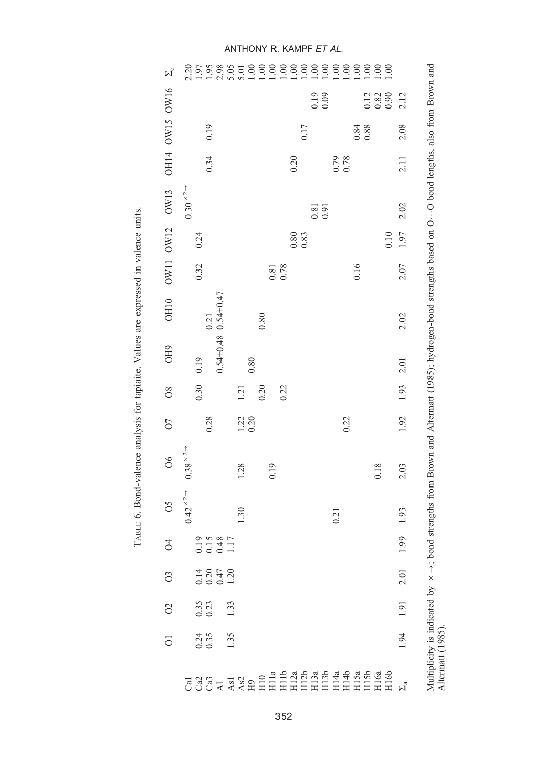TABLE 6. Bond-valence analysis for tapiaite. Values are expressed in valence units.

| | O1 | O2 | O3 | O4 | O5 | O6 | O7 | O8 | OH9 | OH10 | OW11 | OW12 | OW13 | OH14 | OW15 | OW16 | $\Sigma_c$ |
|---|---|---|---|---|---|---|---|---|---|---|---|---|---|---|---|---|---|
| Ca1 | | | | | $0.42^{\times 2\rightarrow}$ | $0.38^{\times 2\rightarrow}$ | | | | | | | $0.30^{\times 2\rightarrow}$ | | | | 2.20 |
| Ca2 | 0.24 | 0.35 | 0.14 | 0.19 | | | | 0.30 | 0.19 | | 0.32 | 0.24 | | | | | 1.97 |
| Ca3 | 0.35 | 0.23 | 0.20 | 0.15 | | | 0.28 | | | 0.21 | | | | 0.34 | 0.19 | | 1.95 |
| Al | | | 0.47 | 0.48 | | | | | 0.54+0.48 | 0.54+0.47 | | | | | | | 2.98 |
| As1 | 1.35 | 1.33 | 1.20 | 1.17 | | | | | | | | | | | | | 5.05 |
| As2 | | | | | 1.30 | 1.28 | 1.22 | 1.21 | | | | | | | | | 5.01 |
| H9 | | | | | | | 0.20 | | 0.80 | | | | | | | | 1.00 |
| H10 | | | | | | | | 0.20 | | 0.80 | | | | | | | 1.00 |
| H11a | | | | | | 0.19 | | | | | 0.81 | | | | | | 1.00 |
| H11b | | | | | | | | 0.22 | | | 0.78 | | | | | | 1.00 |
| H12a | | | | | | | | | | | | 0.80 | | 0.20 | | | 1.00 |
| H12b | | | | | | | | | | | | 0.83 | | | 0.17 | | 1.00 |
| H13a | | | | | | | | | | | | | 0.81 | | | 0.19 | 1.00 |
| H13b | | | | | | | | | | | | | 0.91 | | | 0.09 | 1.00 |
| H14a | | | | | 0.21 | | | | | | | | | 0.79 | | | 1.00 |
| H14b | | | | | | | 0.22 | | | | | | | 0.78 | | | 1.00 |
| H15a | | | | | | | | | | | 0.16 | | | | 0.84 | | 1.00 |
| H15b | | | | | | | | | | | | | | | 0.88 | 0.12 | 1.00 |
| H16a | | | | | | 0.18 | | | | | | | | | | 0.82 | 1.00 |
| H16b | | | | | | | | | | | | 0.10 | | | | 0.90 | 1.00 |
| $\Sigma_a$ | 1.94 | 1.91 | 2.01 | 1.99 | 1.93 | 2.03 | 1.92 | 1.93 | 2.01 | 2.02 | 2.07 | 1.97 | 2.02 | 2.11 | 2.08 | 2.12 | |

Multiplicity is indicated by × →; bond strengths from Brown and Altermatt (1985); hydrogen-bond strengths based on O···O bond lengths, also from Brown and Altermatt (1985).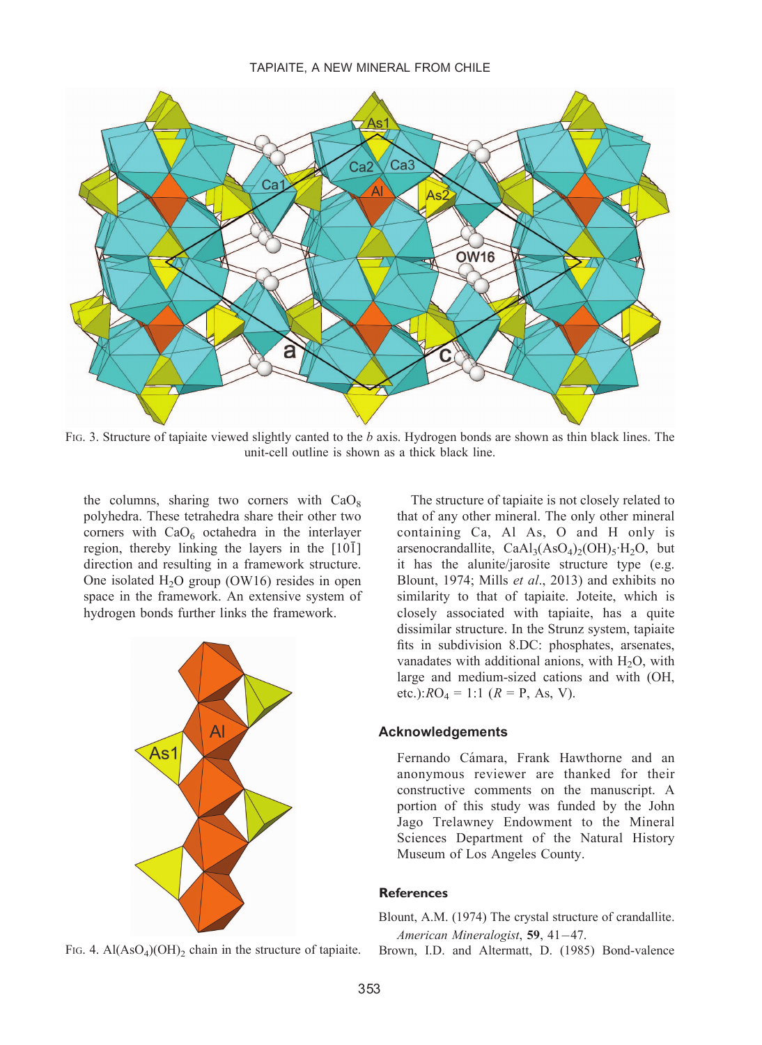FIG. 3. Structure of tapiaite viewed slightly canted to the *b* axis. Hydrogen bonds are shown as thin black lines. The unit-cell outline is shown as a thick black line.

the columns, sharing two corners with $CaO_8$ polyhedra. These tetrahedra share their other two corners with $CaO_6$ octahedra in the interlayer region, thereby linking the layers in the $[10\bar{1}]$ direction and resulting in a framework structure. One isolated $H_2O$ group (OW16) resides in open space in the framework. An extensive system of hydrogen bonds further links the framework.

FIG. 4. $Al(AsO_4)(OH)_2$ chain in the structure of tapiaite.

The structure of tapiaite is not closely related to that of any other mineral. The only other mineral containing Ca, Al As, O and H only is arsenocrandallite, $CaAl_3(AsO_4)_2(OH)_5{\cdot}H_2O$, but it has the alunite/jarosite structure type (e.g. Blount, 1974; Mills *et al.*, 2013) and exhibits no similarity to that of tapiaite. Joteite, which is closely associated with tapiaite, has a quite dissimilar structure. In the Strunz system, tapiaite fits in subdivision 8.DC: phosphates, arsenates, vanadates with additional anions, with $H_2O$, with large and medium-sized cations and with (OH, etc.):$RO_4$ = 1:1 ($R$ = P, As, V).

## Acknowledgements

Fernando Cámara, Frank Hawthorne and an anonymous reviewer are thanked for their constructive comments on the manuscript. A portion of this study was funded by the John Jago Trelawney Endowment to the Mineral Sciences Department of the Natural History Museum of Los Angeles County.

## References

Blount, A.M. (1974) The crystal structure of crandallite. *American Mineralogist*, **59**, 41–47.

Brown, I.D. and Altermatt, D. (1985) Bond-valence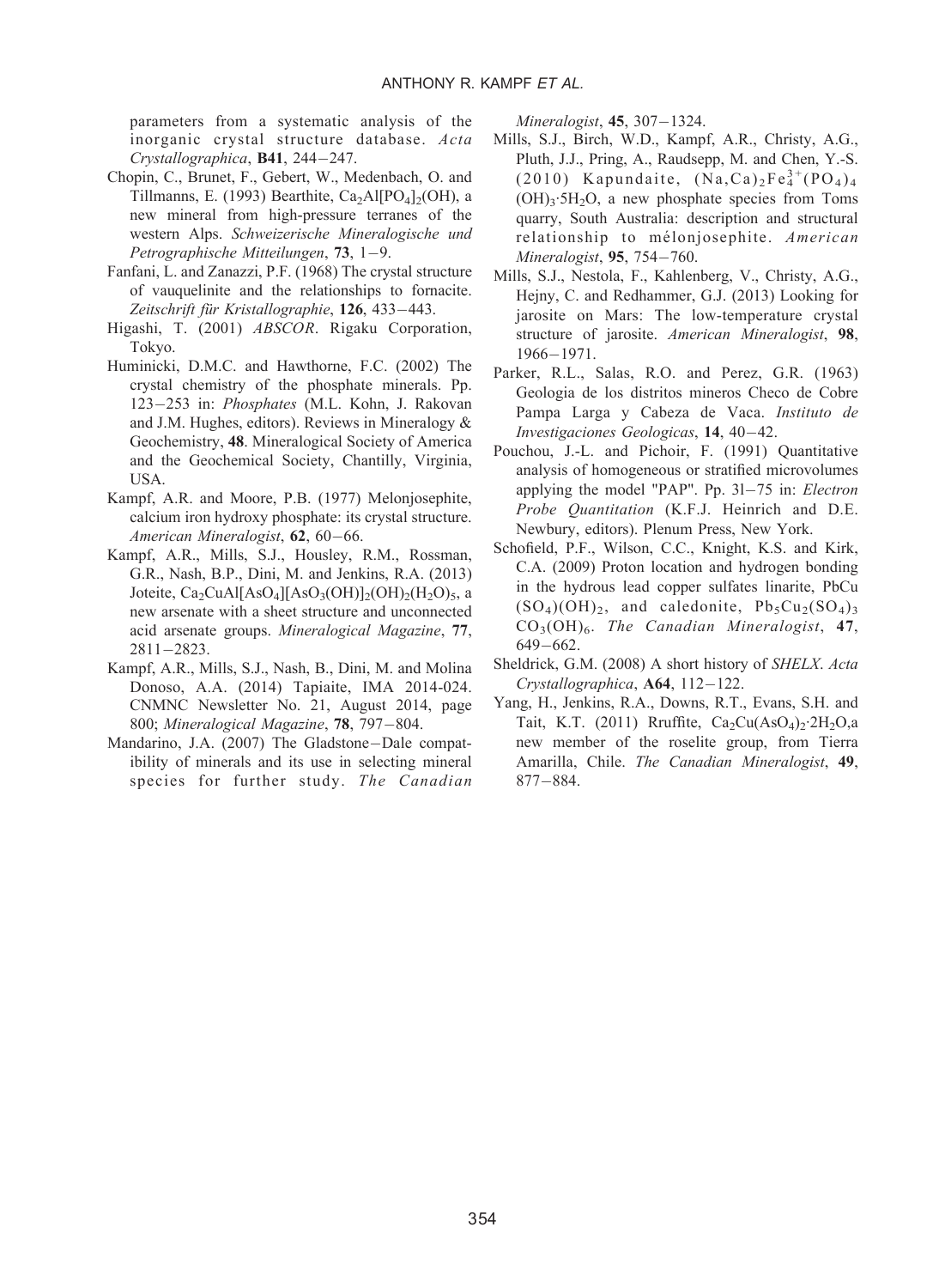parameters from a systematic analysis of the inorganic crystal structure database. *Acta Crystallographica*, **B41**, 244–247.

Chopin, C., Brunet, F., Gebert, W., Medenbach, O. and Tillmanns, E. (1993) Bearthite, $Ca_2Al[PO_4]_2(OH)$, a new mineral from high-pressure terranes of the western Alps. *Schweizerische Mineralogische und Petrographische Mitteilungen*, **73**, 1–9.

Fanfani, L. and Zanazzi, P.F. (1968) The crystal structure of vauquelinite and the relationships to fornacite. *Zeitschrift für Kristallographie*, **126**, 433–443.

Higashi, T. (2001) *ABSCOR*. Rigaku Corporation, Tokyo.

Huminicki, D.M.C. and Hawthorne, F.C. (2002) The crystal chemistry of the phosphate minerals. Pp. 123–253 in: *Phosphates* (M.L. Kohn, J. Rakovan and J.M. Hughes, editors). Reviews in Mineralogy & Geochemistry, **48**. Mineralogical Society of America and the Geochemical Society, Chantilly, Virginia, USA.

Kampf, A.R. and Moore, P.B. (1977) Melonjosephite, calcium iron hydroxy phosphate: its crystal structure. *American Mineralogist*, **62**, 60–66.

Kampf, A.R., Mills, S.J., Housley, R.M., Rossman, G.R., Nash, B.P., Dini, M. and Jenkins, R.A. (2013) Joteite, $Ca_2CuAl[AsO_4][AsO_3(OH)]_2(OH)_2(H_2O)_5$, a new arsenate with a sheet structure and unconnected acid arsenate groups. *Mineralogical Magazine*, **77**, 2811–2823.

Kampf, A.R., Mills, S.J., Nash, B., Dini, M. and Molina Donoso, A.A. (2014) Tapiaite, IMA 2014-024. CNMNC Newsletter No. 21, August 2014, page 800; *Mineralogical Magazine*, **78**, 797–804.

Mandarino, J.A. (2007) The Gladstone–Dale compatibility of minerals and its use in selecting mineral species for further study. *The Canadian Mineralogist*, **45**, 307–1324.

Mills, S.J., Birch, W.D., Kampf, A.R., Christy, A.G., Pluth, J.J., Pring, A., Raudsepp, M. and Chen, Y.-S. (2010) Kapundaite, $(Na,Ca)_2Fe_4^{3+}(PO_4)_4(OH)_3{\cdot}5H_2O$, a new phosphate species from Toms quarry, South Australia: description and structural relationship to mélonjosephite. *American Mineralogist*, **95**, 754–760.

Mills, S.J., Nestola, F., Kahlenberg, V., Christy, A.G., Hejny, C. and Redhammer, G.J. (2013) Looking for jarosite on Mars: The low-temperature crystal structure of jarosite. *American Mineralogist*, **98**, 1966–1971.

Parker, R.L., Salas, R.O. and Perez, G.R. (1963) Geologia de los distritos mineros Checo de Cobre Pampa Larga y Cabeza de Vaca. *Instituto de Investigaciones Geologicas*, **14**, 40–42.

Pouchou, J.-L. and Pichoir, F. (1991) Quantitative analysis of homogeneous or stratified microvolumes applying the model "PAP". Pp. 3l–75 in: *Electron Probe Quantitation* (K.F.J. Heinrich and D.E. Newbury, editors). Plenum Press, New York.

Schofield, P.F., Wilson, C.C., Knight, K.S. and Kirk, C.A. (2009) Proton location and hydrogen bonding in the hydrous lead copper sulfates linarite, $PbCu(SO_4)(OH)_2$, and caledonite, $Pb_5Cu_2(SO_4)_3CO_3(OH)_6$. *The Canadian Mineralogist*, **47**, 649–662.

Sheldrick, G.M. (2008) A short history of *SHELX*. *Acta Crystallographica*, **A64**, 112–122.

Yang, H., Jenkins, R.A., Downs, R.T., Evans, S.H. and Tait, K.T. (2011) Rruffite, $Ca_2Cu(AsO_4)_2{\cdot}2H_2O$,a new member of the roselite group, from Tierra Amarilla, Chile. *The Canadian Mineralogist*, **49**, 877–884.